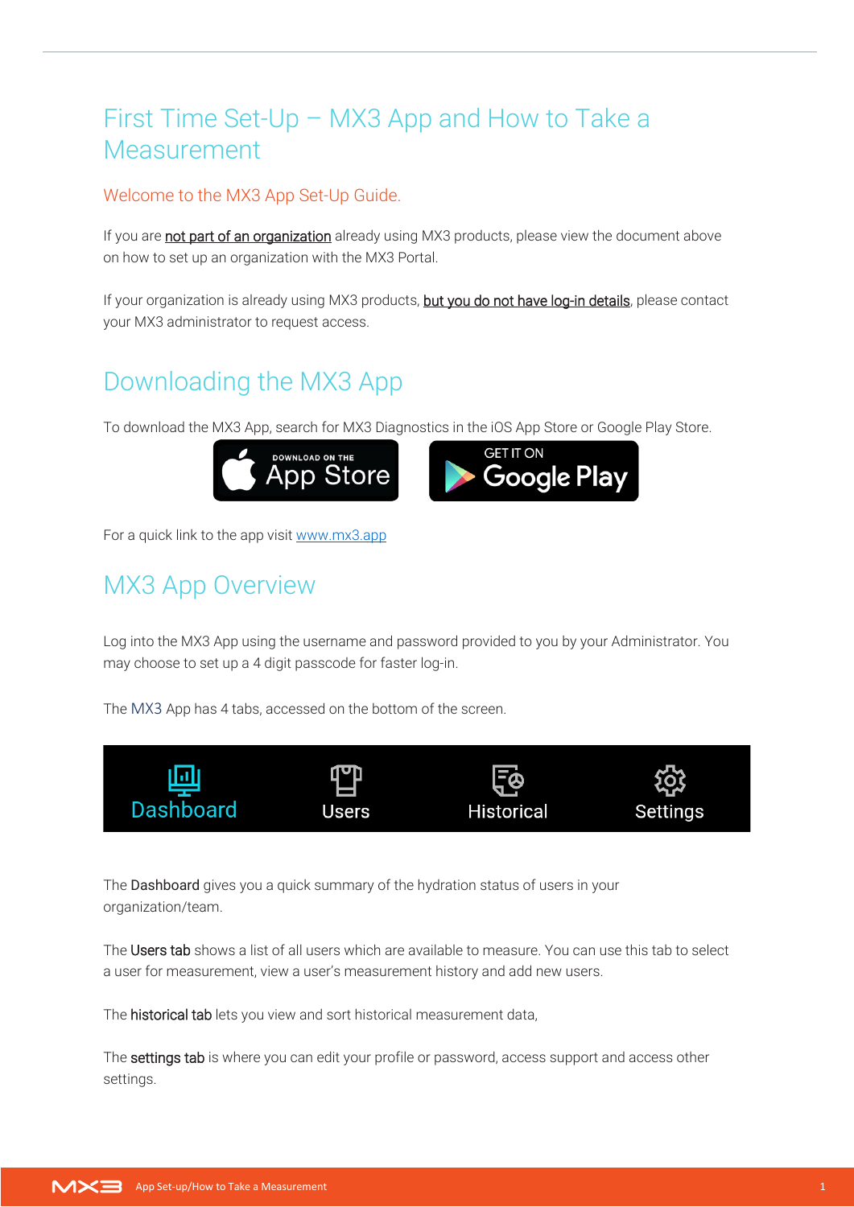# First Time Set-Up – MX3 App and How to Take a Measurement

## Welcome to the MX3 App Set-Up Guide.

If you are not part of an organization already using MX3 products, please view the document above on how to set up an organization with the MX3 Portal.

If your organization is already using MX3 products, but you do not have log-in details, please contact your MX3 administrator to request access.

# Downloading the MX3 App

To download the MX3 App, search for MX3 Diagnostics in the iOS App Store or Google Play Store.

DOWNLOAD ON THE App Store | GET IT ON Google Play

For a quick link to the app visit www.mx3.app

# MX3 App Overview

Log into the MX3 App using the username and password provided to you by your Administrator. You may choose to set up a 4 digit passcode for faster log-in.

The MX3 App has 4 tabs, accessed on the bottom of the screen.

Dashboard | Users | Historical | Settings

The **Dashboard** gives you a quick summary of the hydration status of users in your organization/team.

The **Users tab** shows a list of all users which are available to measure. You can use this tab to select a user for measurement, view a user's measurement history and add new users.

The **historical tab** lets you view and sort historical measurement data,

The **settings tab** is where you can edit your profile or password, access support and access other settings.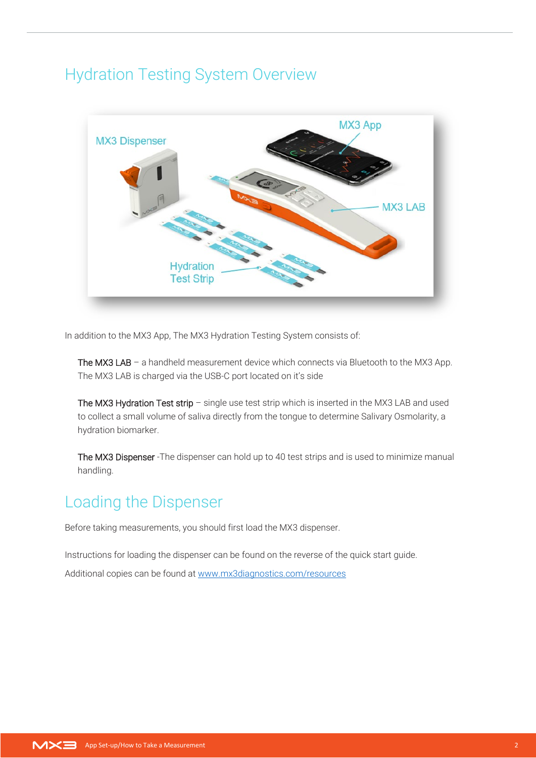# Hydration Testing System Overview

In addition to the MX3 App, The MX3 Hydration Testing System consists of:

The MX3 LAB – a handheld measurement device which connects via Bluetooth to the MX3 App. The MX3 LAB is charged via the USB-C port located on it's side

The MX3 Hydration Test strip – single use test strip which is inserted in the MX3 LAB and used to collect a small volume of saliva directly from the tongue to determine Salivary Osmolarity, a hydration biomarker.

The MX3 Dispenser -The dispenser can hold up to 40 test strips and is used to minimize manual handling.

# Loading the Dispenser

Before taking measurements, you should first load the MX3 dispenser.

Instructions for loading the dispenser can be found on the reverse of the quick start guide.

Additional copies can be found at [www.mx3diagnostics.com/resources](http://www.mx3diagnostics.com/resources)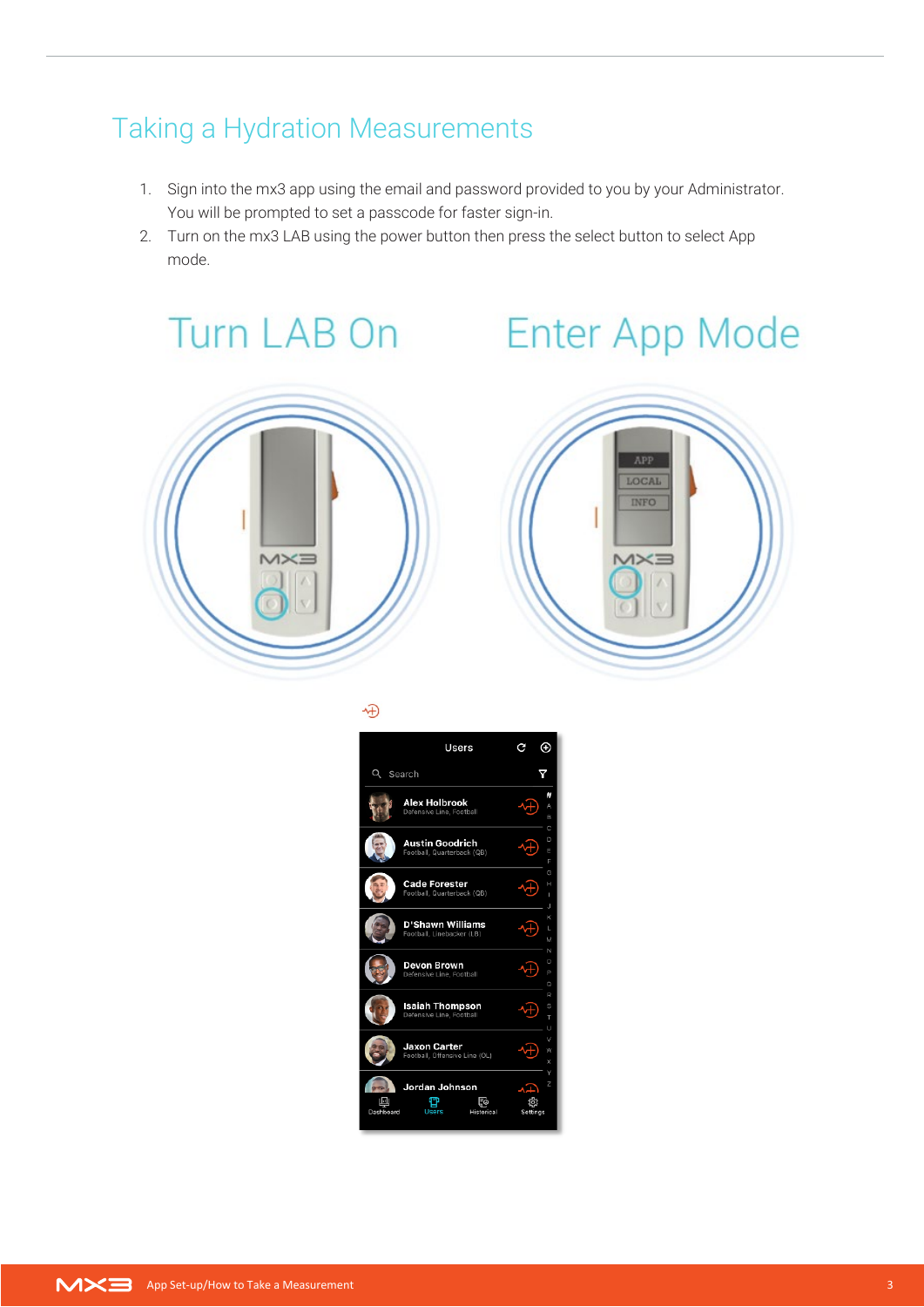## Taking a Hydration Measurements

1. Sign into the mx3 app using the email and password provided to you by your Administrator. You will be prompted to set a passcode for faster sign-in.
2. Turn on the mx3 LAB using the power button then press the select button to select App mode.

Turn LAB On

Enter App Mode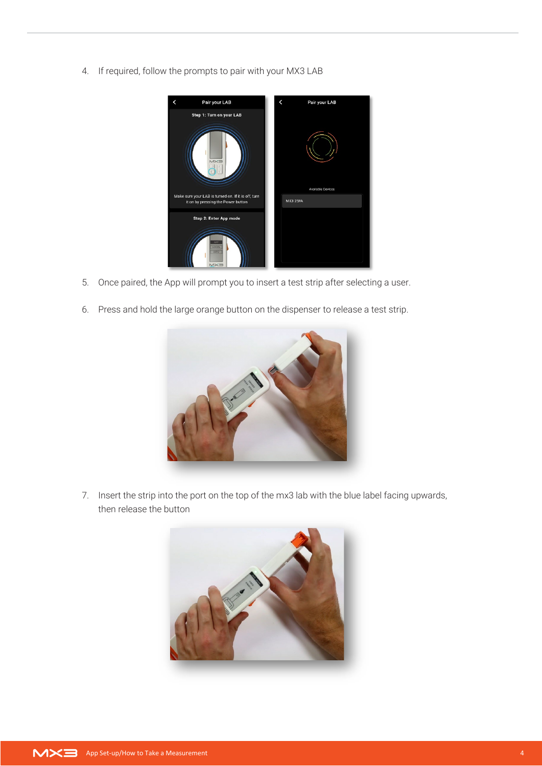4. If required, follow the prompts to pair with your MX3 LAB

5. Once paired, the App will prompt you to insert a test strip after selecting a user.

6. Press and hold the large orange button on the dispenser to release a test strip.

7. Insert the strip into the port on the top of the mx3 lab with the blue label facing upwards, then release the button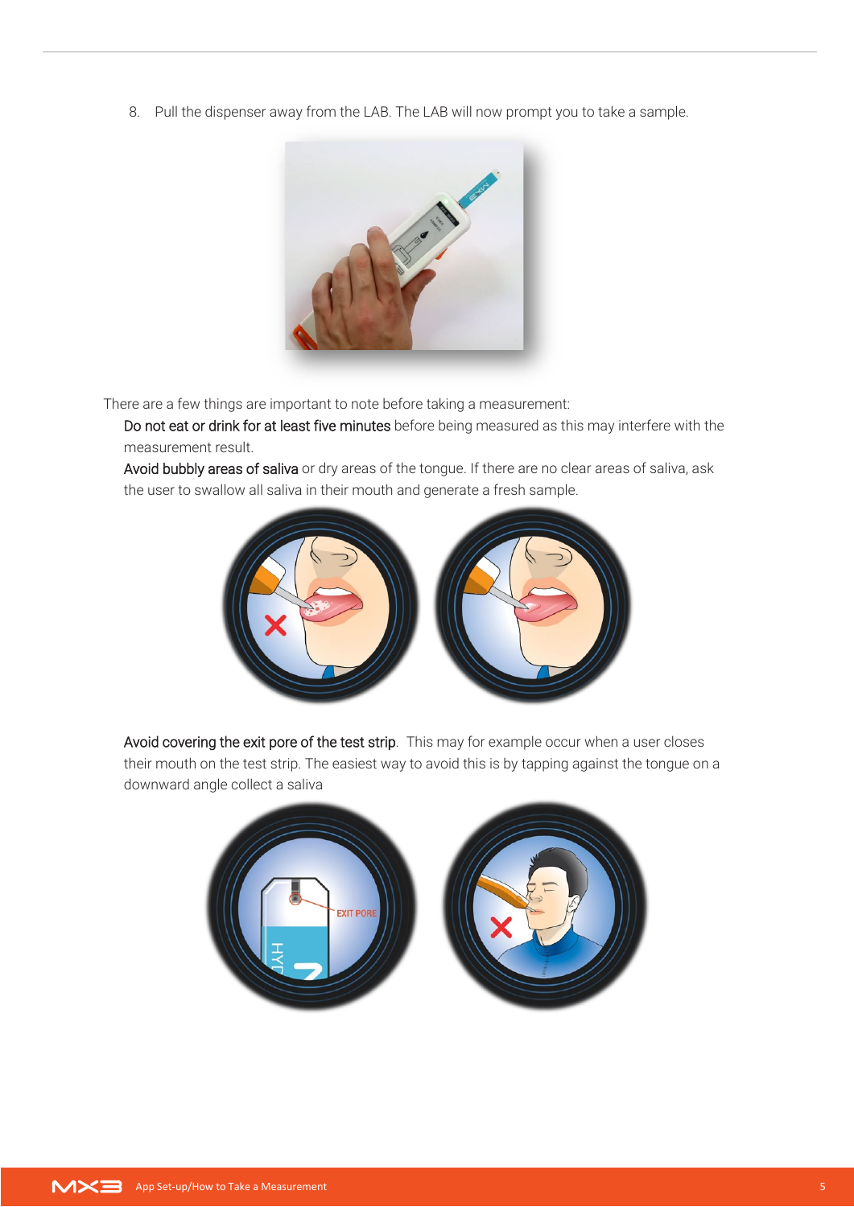8. Pull the dispenser away from the LAB. The LAB will now prompt you to take a sample.

There are a few things are important to note before taking a measurement:

**Do not eat or drink for at least five minutes** before being measured as this may interfere with the measurement result.

**Avoid bubbly areas of saliva** or dry areas of the tongue. If there are no clear areas of saliva, ask the user to swallow all saliva in their mouth and generate a fresh sample.

**Avoid covering the exit pore of the test strip**. This may for example occur when a user closes their mouth on the test strip. The easiest way to avoid this is by tapping against the tongue on a downward angle collect a saliva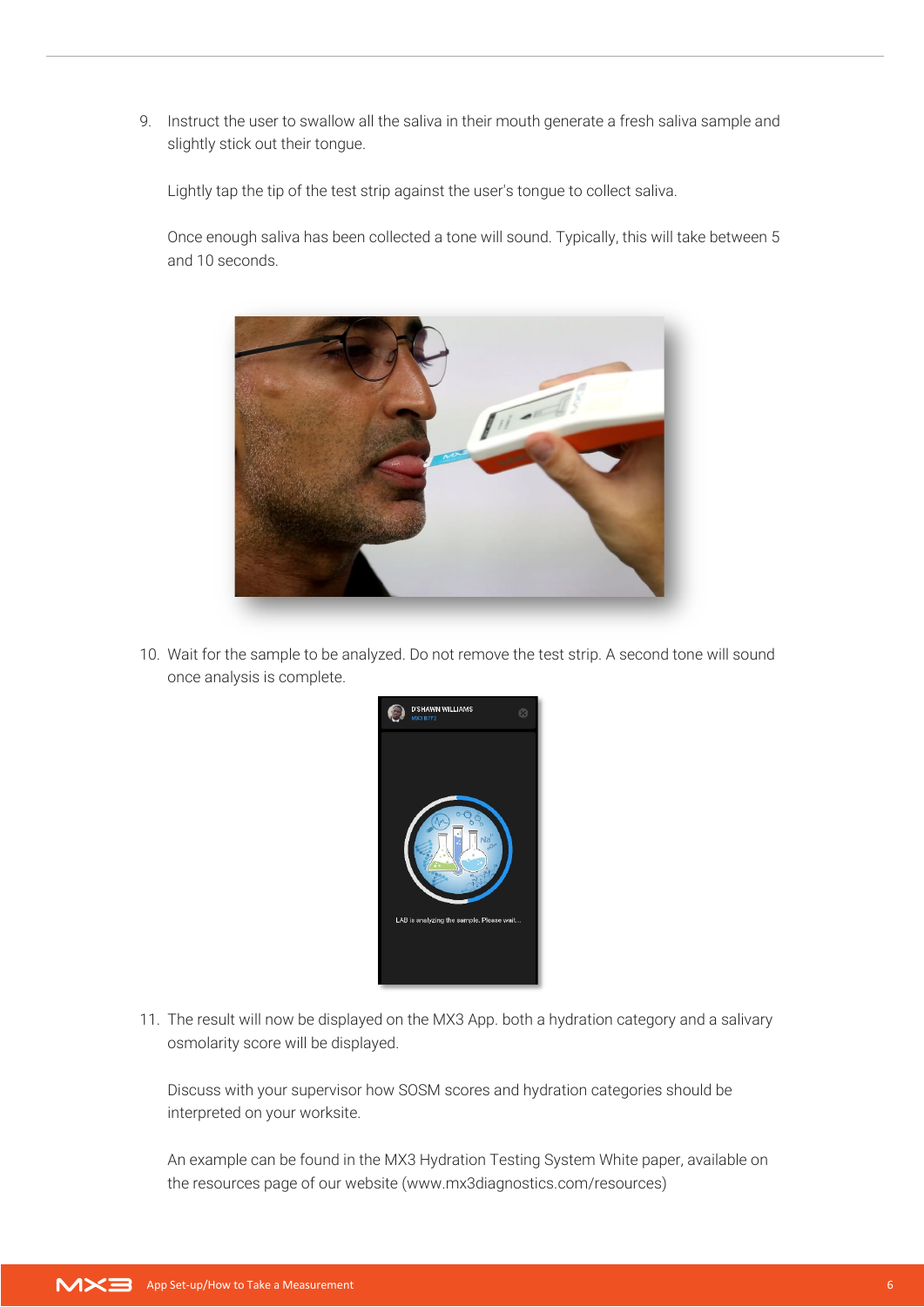9. Instruct the user to swallow all the saliva in their mouth generate a fresh saliva sample and slightly stick out their tongue.

   Lightly tap the tip of the test strip against the user's tongue to collect saliva.

   Once enough saliva has been collected a tone will sound. Typically, this will take between 5 and 10 seconds.

10. Wait for the sample to be analyzed. Do not remove the test strip. A second tone will sound once analysis is complete.

11. The result will now be displayed on the MX3 App. both a hydration category and a salivary osmolarity score will be displayed.

    Discuss with your supervisor how SOSM scores and hydration categories should be interpreted on your worksite.

    An example can be found in the MX3 Hydration Testing System White paper, available on the resources page of our website (www.mx3diagnostics.com/resources)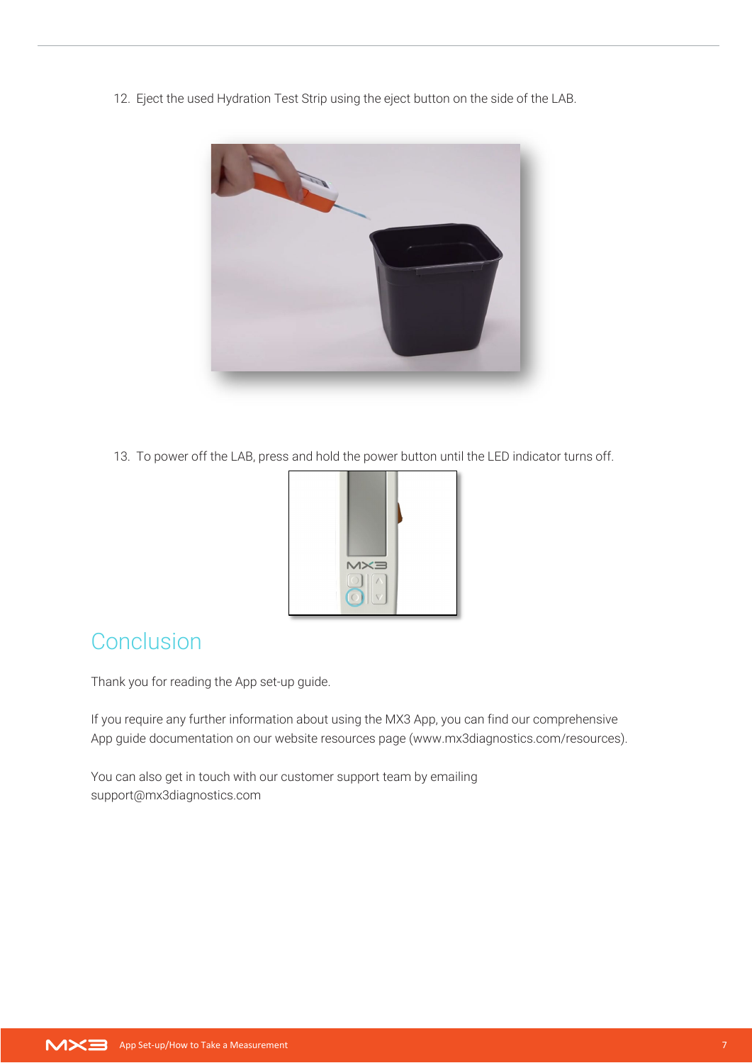12. Eject the used Hydration Test Strip using the eject button on the side of the LAB.

13. To power off the LAB, press and hold the power button until the LED indicator turns off.

## Conclusion

Thank you for reading the App set-up guide.

If you require any further information about using the MX3 App, you can find our comprehensive App guide documentation on our website resources page (www.mx3diagnostics.com/resources).

You can also get in touch with our customer support team by emailing support@mx3diagnostics.com